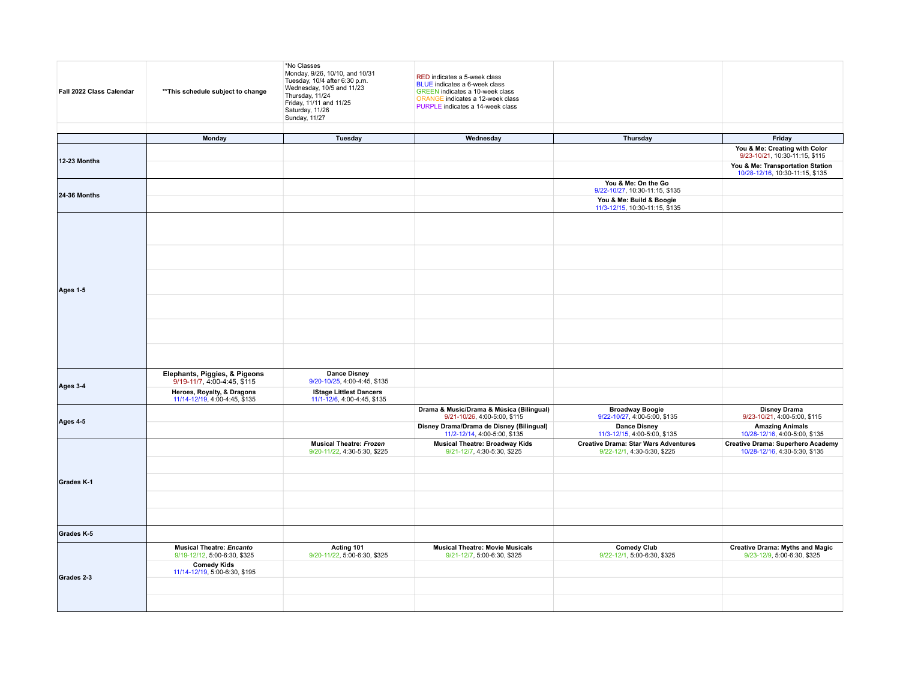**Fall 2022 Class Calendar**

**This schedule subject to change

*No Classes
Monday, 9/26, 10/10, and 10/31
Tuesday, 10/4 after 6:30 p.m.
Wednesday, 10/5 and 11/23
Thursday, 11/24
Friday, 11/11 and 11/25
Saturday, 11/26
Sunday, 11/27

RED indicates a 5-week class
BLUE indicates a 6-week class
GREEN indicates a 10-week class
ORANGE indicates a 12-week class
PURPLE indicates a 14-week class

| | Monday | Tuesday | Wednesday | Thursday | Friday |
|---|---|---|---|---|---|
| **12-23 Months** | | | | | **You & Me: Creating with Color** 9/23-10/21, 10:30-11:15, $115 |
| | | | | | **You & Me: Transportation Station** 10/28-12/16, 10:30-11:15, $135 |
| **24-36 Months** | | | | **You & Me: On the Go** 9/22-10/27, 10:30-11:15, $135 | |
| | | | | **You & Me: Build & Boogie** 11/3-12/15, 10:30-11:15, $135 | |
| **Ages 1-5** | | | | | |
| **Ages 3-4** | **Elephants, Piggies, & Pigeons** 9/19-11/7, 4:00-4:45, $115 | **Dance Disney** 9/20-10/25, 4:00-4:45, $135 | | | |
| | **Heroes, Royalty, & Dragons** 11/14-12/19, 4:00-4:45, $135 | **IStage Littlest Dancers** 11/1-12/6, 4:00-4:45, $135 | | | |
| **Ages 4-5** | | | **Drama & Music/Drama & Música (Bilingual)** 9/21-10/26, 4:00-5:00, $115 | **Broadway Boogie** 9/22-10/27, 4:00-5:00, $135 | **Disney Drama** 9/23-10/21, 4:00-5:00, $115 |
| | | | **Disney Drama/Drama de Disney (Bilingual)** 11/2-12/14, 4:00-5:00, $135 | **Dance Disney** 11/3-12/15, 4:00-5:00, $135 | **Amazing Animals** 10/28-12/16, 4:00-5:00, $135 |
| **Grades K-1** | | **Musical Theatre: *Frozen*** 9/20-11/22, 4:30-5:30, $225 | **Musical Theatre: Broadway Kids** 9/21-12/7, 4:30-5:30, $225 | **Creative Drama: Star Wars Adventures** 9/22-12/1, 4:30-5:30, $225 | **Creative Drama: Superhero Academy** 10/28-12/16, 4:30-5:30, $135 |
| **Grades K-5** | | | | | |
| **Grades 2-3** | **Musical Theatre: *Encanto*** 9/19-12/12, 5:00-6:30, $325 | **Acting 101** 9/20-11/22, 5:00-6:30, $325 | **Musical Theatre: Movie Musicals** 9/21-12/7, 5:00-6:30, $325 | **Comedy Club** 9/22-12/1, 5:00-6:30, $325 | **Creative Drama: Myths and Magic** 9/23-12/9, 5:00-6:30, $325 |
| | **Comedy Kids** 11/14-12/19, 5:00-6:30, $195 | | | | |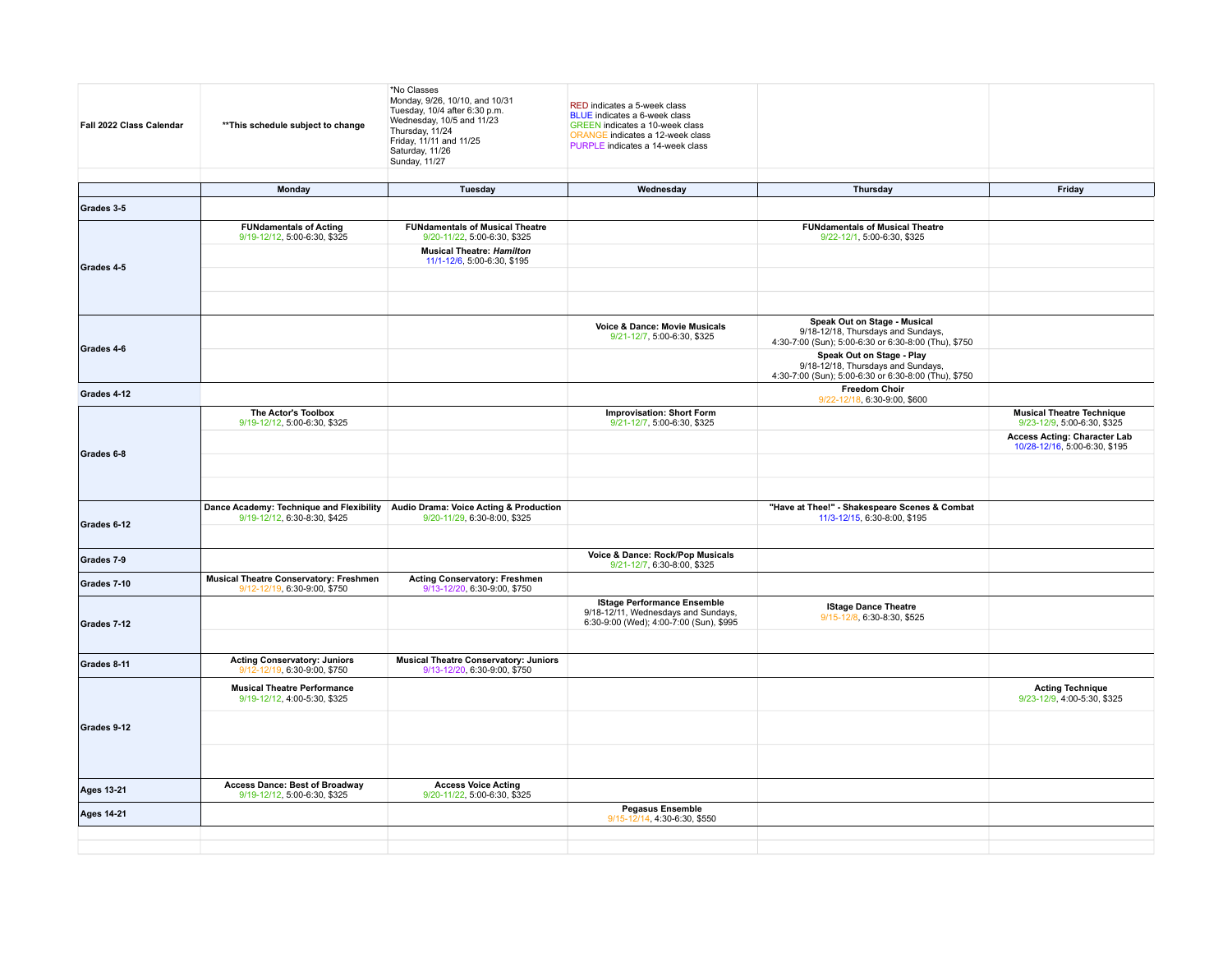| Fall 2022 Class Calendar | **This schedule subject to change | *No Classes<br>Monday, 9/26, 10/10, and 10/31<br>Tuesday, 10/4 after 6:30 p.m.<br>Wednesday, 10/5 and 11/23<br>Thursday, 11/24<br>Friday, 11/11 and 11/25<br>Saturday, 11/26<br>Sunday, 11/27 | RED indicates a 5-week class<br>BLUE indicates a 6-week class<br>GREEN indicates a 10-week class<br>ORANGE indicates a 12-week class<br>PURPLE indicates a 14-week class | | |
|---|---|---|---|---|---|
| | **Monday** | **Tuesday** | **Wednesday** | **Thursday** | **Friday** |
| **Grades 3-5** | | | | | |
| **Grades 4-5** | **FUNdamentals of Acting**<br>9/19-12/12, 5:00-6:30, $325 | **FUNdamentals of Musical Theatre**<br>9/20-11/22, 5:00-6:30, $325 | | **FUNdamentals of Musical Theatre**<br>9/22-12/1, 5:00-6:30, $325 | |
| | | **Musical Theatre: *Hamilton***<br>11/1-12/6, 5:00-6:30, $195 | | | |
| **Grades 4-6** | | | **Voice & Dance: Movie Musicals**<br>9/21-12/7, 5:00-6:30, $325 | **Speak Out on Stage - Musical**<br>9/18-12/18, Thursdays and Sundays,<br>4:30-7:00 (Sun); 5:00-6:30 or 6:30-8:00 (Thu), $750 | |
| | | | | **Speak Out on Stage - Play**<br>9/18-12/18, Thursdays and Sundays,<br>4:30-7:00 (Sun); 5:00-6:30 or 6:30-8:00 (Thu), $750 | |
| **Grades 4-12** | | | | **Freedom Choir**<br>9/22-12/18, 6:30-9:00, $600 | |
| **Grades 6-8** | **The Actor's Toolbox**<br>9/19-12/12, 5:00-6:30, $325 | | **Improvisation: Short Form**<br>9/21-12/7, 5:00-6:30, $325 | | **Musical Theatre Technique**<br>9/23-12/9, 5:00-6:30, $325 |
| | | | | | **Access Acting: Character Lab**<br>10/28-12/16, 5:00-6:30, $195 |
| **Grades 6-12** | **Dance Academy: Technique and Flexibility**<br>9/19-12/12, 6:30-8:30, $425 | **Audio Drama: Voice Acting & Production**<br>9/20-11/29, 6:30-8:00, $325 | | **"Have at Thee!" - Shakespeare Scenes & Combat**<br>11/3-12/15, 6:30-8:00, $195 | |
| **Grades 7-9** | | | **Voice & Dance: Rock/Pop Musicals**<br>9/21-12/7, 6:30-8:00, $325 | | |
| **Grades 7-10** | **Musical Theatre Conservatory: Freshmen**<br>9/12-12/19, 6:30-9:00, $750 | **Acting Conservatory: Freshmen**<br>9/13-12/20, 6:30-9:00, $750 | | | |
| **Grades 7-12** | | | **IStage Performance Ensemble**<br>9/18-12/11, Wednesdays and Sundays,<br>6:30-9:00 (Wed); 4:00-7:00 (Sun), $995 | **IStage Dance Theatre**<br>9/15-12/8, 6:30-8:30, $525 | |
| **Grades 8-11** | **Acting Conservatory: Juniors**<br>9/12-12/19, 6:30-9:00, $750 | **Musical Theatre Conservatory: Juniors**<br>9/13-12/20, 6:30-9:00, $750 | | | |
| **Grades 9-12** | **Musical Theatre Performance**<br>9/19-12/12, 4:00-5:30, $325 | | | | **Acting Technique**<br>9/23-12/9, 4:00-5:30, $325 |
| **Ages 13-21** | **Access Dance: Best of Broadway**<br>9/19-12/12, 5:00-6:30, $325 | **Access Voice Acting**<br>9/20-11/22, 5:00-6:30, $325 | | | |
| **Ages 14-21** | | | **Pegasus Ensemble**<br>9/15-12/14, 4:30-6:30, $550 | | |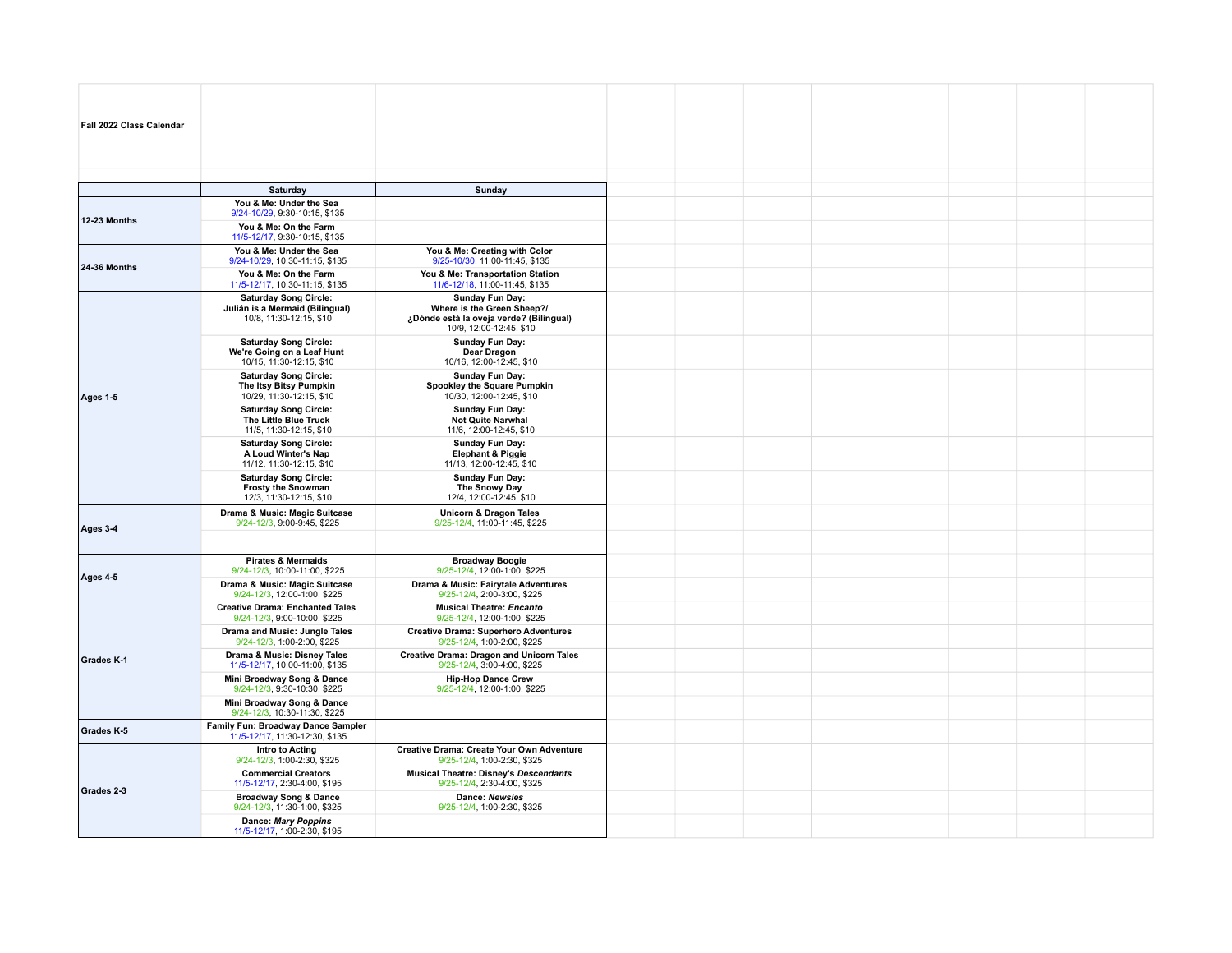# Fall 2022 Class Calendar

| | Saturday | Sunday |
|---|---|---|
| 12-23 Months | **You & Me: Under the Sea**<br>9/24-10/29, 9:30-10:15, $135 | |
| | **You & Me: On the Farm**<br>11/5-12/17, 9:30-10:15, $135 | |
| 24-36 Months | **You & Me: Under the Sea**<br>9/24-10/29, 10:30-11:15, $135 | **You & Me: Creating with Color**<br>9/25-10/30, 11:00-11:45, $135 |
| | **You & Me: On the Farm**<br>11/5-12/17, 10:30-11:15, $135 | **You & Me: Transportation Station**<br>11/6-12/18, 11:00-11:45, $135 |
| Ages 1-5 | **Saturday Song Circle: Julián is a Mermaid (Bilingual)**<br>10/8, 11:30-12:15, $10 | **Sunday Fun Day: Where is the Green Sheep?/ ¿Dónde está la oveja verde? (Bilingual)**<br>10/9, 12:00-12:45, $10 |
| | **Saturday Song Circle: We're Going on a Leaf Hunt**<br>10/15, 11:30-12:15, $10 | **Sunday Fun Day: Dear Dragon**<br>10/16, 12:00-12:45, $10 |
| | **Saturday Song Circle: The Itsy Bitsy Pumpkin**<br>10/29, 11:30-12:15, $10 | **Sunday Fun Day: Spookley the Square Pumpkin**<br>10/30, 12:00-12:45, $10 |
| | **Saturday Song Circle: The Little Blue Truck**<br>11/5, 11:30-12:15, $10 | **Sunday Fun Day: Not Quite Narwhal**<br>11/6, 12:00-12:45, $10 |
| | **Saturday Song Circle: A Loud Winter's Nap**<br>11/12, 11:30-12:15, $10 | **Sunday Fun Day: Elephant & Piggie**<br>11/13, 12:00-12:45, $10 |
| | **Saturday Song Circle: Frosty the Snowman**<br>12/3, 11:30-12:15, $10 | **Sunday Fun Day: The Snowy Day**<br>12/4, 12:00-12:45, $10 |
| Ages 3-4 | **Drama & Music: Magic Suitcase**<br>9/24-12/3, 9:00-9:45, $225 | **Unicorn & Dragon Tales**<br>9/25-12/4, 11:00-11:45, $225 |
| Ages 4-5 | **Pirates & Mermaids**<br>9/24-12/3, 10:00-11:00, $225 | **Broadway Boogie**<br>9/25-12/4, 12:00-1:00, $225 |
| | **Drama & Music: Magic Suitcase**<br>9/24-12/3, 12:00-1:00, $225 | **Drama & Music: Fairytale Adventures**<br>9/25-12/4, 2:00-3:00, $225 |
| Grades K-1 | **Creative Drama: Enchanted Tales**<br>9/24-12/3, 9:00-10:00, $225 | **Musical Theatre: *Encanto***<br>9/25-12/4, 12:00-1:00, $225 |
| | **Drama and Music: Jungle Tales**<br>9/24-12/3, 1:00-2:00, $225 | **Creative Drama: Superhero Adventures**<br>9/25-12/4, 1:00-2:00, $225 |
| | **Drama & Music: Disney Tales**<br>11/5-12/17, 10:00-11:00, $135 | **Creative Drama: Dragon and Unicorn Tales**<br>9/25-12/4, 3:00-4:00, $225 |
| | **Mini Broadway Song & Dance**<br>9/24-12/3, 9:30-10:30, $225 | **Hip-Hop Dance Crew**<br>9/25-12/4, 12:00-1:00, $225 |
| | **Mini Broadway Song & Dance**<br>9/24-12/3, 10:30-11:30, $225 | |
| Grades K-5 | **Family Fun: Broadway Dance Sampler**<br>11/5-12/17, 11:30-12:30, $135 | |
| Grades 2-3 | **Intro to Acting**<br>9/24-12/3, 1:00-2:30, $325 | **Creative Drama: Create Your Own Adventure**<br>9/25-12/4, 1:00-2:30, $325 |
| | **Commercial Creators**<br>11/5-12/17, 2:30-4:00, $195 | **Musical Theatre: Disney's *Descendants***<br>9/25-12/4, 2:30-4:00, $325 |
| | **Broadway Song & Dance**<br>9/24-12/3, 11:30-1:00, $325 | **Dance: *Newsies***<br>9/25-12/4, 1:00-2:30, $325 |
| | **Dance: *Mary Poppins***<br>11/5-12/17, 1:00-2:30, $195 | |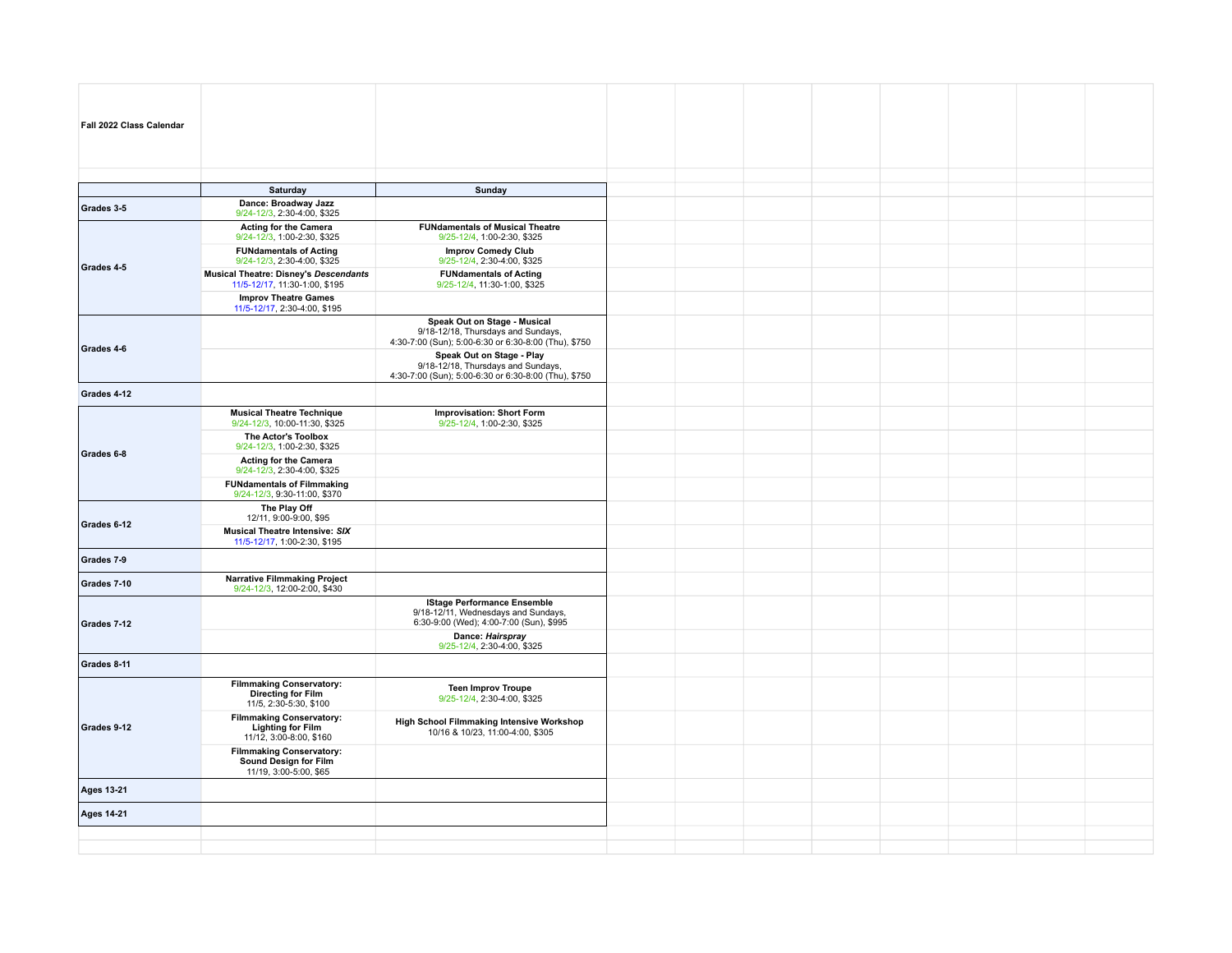**Fall 2022 Class Calendar**

| | Saturday | Sunday |
|---|---|---|
| **Grades 3-5** | **Dance: Broadway Jazz** 9/24-12/3, 2:30-4:00, $325 | |
| **Grades 4-5** | **Acting for the Camera** 9/24-12/3, 1:00-2:30, $325 | **FUNdamentals of Musical Theatre** 9/25-12/4, 1:00-2:30, $325 |
| | **FUNdamentals of Acting** 9/24-12/3, 2:30-4:00, $325 | **Improv Comedy Club** 9/25-12/4, 2:30-4:00, $325 |
| | **Musical Theatre: Disney's *Descendants*** 11/5-12/17, 11:30-1:00, $195 | **FUNdamentals of Acting** 9/25-12/4, 11:30-1:00, $325 |
| | **Improv Theatre Games** 11/5-12/17, 2:30-4:00, $195 | |
| **Grades 4-6** | | **Speak Out on Stage - Musical** 9/18-12/18, Thursdays and Sundays, 4:30-7:00 (Sun); 5:00-6:30 or 6:30-8:00 (Thu), $750 |
| | | **Speak Out on Stage - Play** 9/18-12/18, Thursdays and Sundays, 4:30-7:00 (Sun); 5:00-6:30 or 6:30-8:00 (Thu), $750 |
| **Grades 4-12** | | |
| **Grades 6-8** | **Musical Theatre Technique** 9/24-12/3, 10:00-11:30, $325 | **Improvisation: Short Form** 9/25-12/4, 1:00-2:30, $325 |
| | **The Actor's Toolbox** 9/24-12/3, 1:00-2:30, $325 | |
| | **Acting for the Camera** 9/24-12/3, 2:30-4:00, $325 | |
| | **FUNdamentals of Filmmaking** 9/24-12/3, 9:30-11:00, $370 | |
| **Grades 6-12** | **The Play Off** 12/11, 9:00-9:00, $95 | |
| | **Musical Theatre Intensive: *SIX*** 11/5-12/17, 1:00-2:30, $195 | |
| **Grades 7-9** | | |
| **Grades 7-10** | **Narrative Filmmaking Project** 9/24-12/3, 12:00-2:00, $430 | |
| **Grades 7-12** | | **IStage Performance Ensemble** 9/18-12/11, Wednesdays and Sundays, 6:30-9:00 (Wed); 4:00-7:00 (Sun), $995 |
| | | **Dance: *Hairspray*** 9/25-12/4, 2:30-4:00, $325 |
| **Grades 8-11** | | |
| **Grades 9-12** | **Filmmaking Conservatory: Directing for Film** 11/5, 2:30-5:30, $100 | **Teen Improv Troupe** 9/25-12/4, 2:30-4:00, $325 |
| | **Filmmaking Conservatory: Lighting for Film** 11/12, 3:00-8:00, $160 | **High School Filmmaking Intensive Workshop** 10/16 & 10/23, 11:00-4:00, $305 |
| | **Filmmaking Conservatory: Sound Design for Film** 11/19, 3:00-5:00, $65 | |
| **Ages 13-21** | | |
| **Ages 14-21** | | |